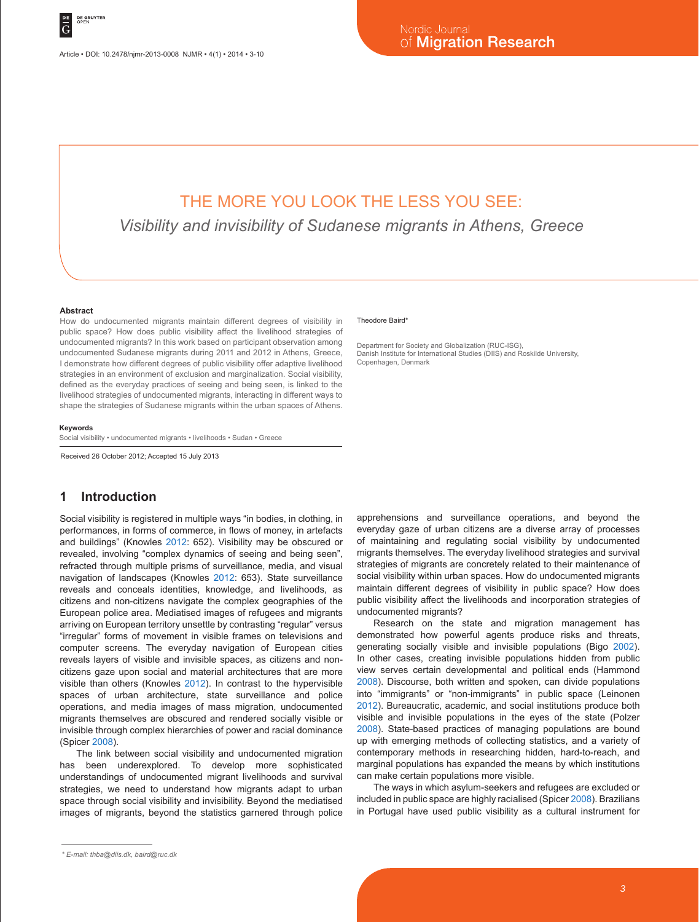# THE MORE YOU LOOK THE LESS YOU SEE:

*Visibility and invisibility of Sudanese migrants in Athens, Greece*

Theodore Baird*

Department for Society and Globalization (RUC-ISG), Danish Institute for International Studies (DIIS) and Roskilde University, Copenhagen, Denmark

### Abstract

How do undocumented migrants maintain different degrees of visibility in public space? How does public visibility affect the livelihood strategies of undocumented migrants? In this work based on participant observation among undocumented Sudanese migrants during 2011 and 2012 in Athens, Greece, I demonstrate how different degrees of public visibility offer adaptive livelihood strategies in an environment of exclusion and marginalization. Social visibility, defined as the everyday practices of seeing and being seen, is linked to the livelihood strategies of undocumented migrants, interacting in different ways to shape the strategies of Sudanese migrants within the urban spaces of Athens.

### Keywords

Social visibility • undocumented migrants • livelihoods • Sudan • Greece

Received 26 October 2012; Accepted 15 July 2013

## 1 Introduction

Social visibility is registered in multiple ways "in bodies, in clothing, in performances, in forms of commerce, in flows of money, in artefacts and buildings" (Knowles 2012: 652). Visibility may be obscured or revealed, involving "complex dynamics of seeing and being seen", refracted through multiple prisms of surveillance, media, and visual navigation of landscapes (Knowles 2012: 653). State surveillance reveals and conceals identities, knowledge, and livelihoods, as citizens and non-citizens navigate the complex geographies of the European police area. Mediatised images of refugees and migrants arriving on European territory unsettle by contrasting "regular" versus "irregular" forms of movement in visible frames on televisions and computer screens. The everyday navigation of European cities reveals layers of visible and invisible spaces, as citizens and non-citizens gaze upon social and material architectures that are more visible than others (Knowles 2012). In contrast to the hypervisible spaces of urban architecture, state surveillance and police operations, and media images of mass migration, undocumented migrants themselves are obscured and rendered socially visible or invisible through complex hierarchies of power and racial dominance (Spicer 2008).

The link between social visibility and undocumented migration has been underexplored. To develop more sophisticated understandings of undocumented migrant livelihoods and survival strategies, we need to understand how migrants adapt to urban space through social visibility and invisibility. Beyond the mediatised images of migrants, beyond the statistics garnered through police apprehensions and surveillance operations, and beyond the everyday gaze of urban citizens are a diverse array of processes of maintaining and regulating social visibility by undocumented migrants themselves. The everyday livelihood strategies and survival strategies of migrants are concretely related to their maintenance of social visibility within urban spaces. How do undocumented migrants maintain different degrees of visibility in public space? How does public visibility affect the livelihoods and incorporation strategies of undocumented migrants?

Research on the state and migration management has demonstrated how powerful agents produce risks and threats, generating socially visible and invisible populations (Bigo 2002). In other cases, creating invisible populations hidden from public view serves certain developmental and political ends (Hammond 2008). Discourse, both written and spoken, can divide populations into "immigrants" or "non-immigrants" in public space (Leinonen 2012). Bureaucratic, academic, and social institutions produce both visible and invisible populations in the eyes of the state (Polzer 2008). State-based practices of managing populations are bound up with emerging methods of collecting statistics, and a variety of contemporary methods in researching hidden, hard-to-reach, and marginal populations has expanded the means by which institutions can make certain populations more visible.

The ways in which asylum-seekers and refugees are excluded or included in public space are highly racialised (Spicer 2008). Brazilians in Portugal have used public visibility as a cultural instrument for

---

* E-mail: thba@diis.dk, baird@ruc.dk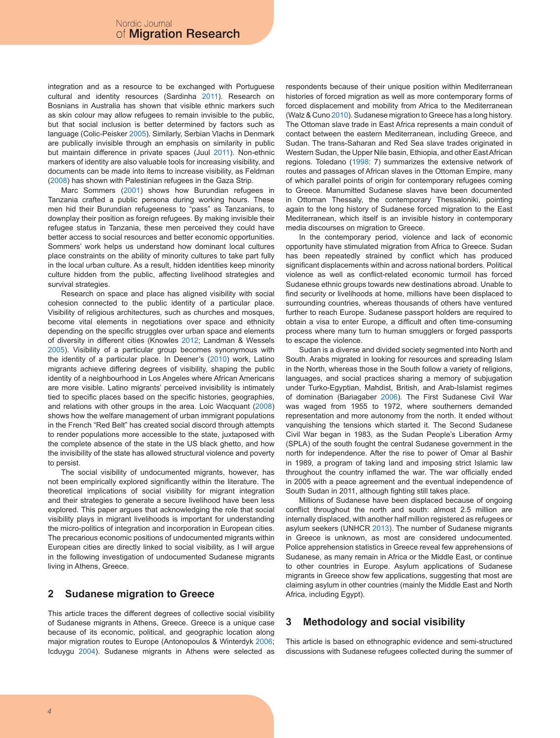integration and as a resource to be exchanged with Portuguese cultural and identity resources (Sardinha 2011). Research on Bosnians in Australia has shown that visible ethnic markers such as skin colour may allow refugees to remain invisible to the public, but that social inclusion is better determined by factors such as language (Colic-Peisker 2005). Similarly, Serbian Vlachs in Denmark are publically invisible through an emphasis on similarity in public but maintain difference in private spaces (Juul 2011). Non-ethnic markers of identity are also valuable tools for increasing visibility, and documents can be made into items to increase visibility, as Feldman (2008) has shown with Palestinian refugees in the Gaza Strip.

Marc Sommers (2001) shows how Burundian refugees in Tanzania crafted a public persona during working hours. These men hid their Burundian refugeeness to "pass" as Tanzanians, to downplay their position as foreign refugees. By making invisible their refugee status in Tanzania, these men perceived they could have better access to social resources and better economic opportunities. Sommers' work helps us understand how dominant local cultures place constraints on the ability of minority cultures to take part fully in the local urban culture. As a result, hidden identities keep minority culture hidden from the public, affecting livelihood strategies and survival strategies.

Research on space and place has aligned visibility with social cohesion connected to the public identity of a particular place. Visibility of religious architectures, such as churches and mosques, become vital elements in negotiations over space and ethnicity depending on the specific struggles over urban space and elements of diversity in different cities (Knowles 2012; Landman & Wessels 2005). Visibility of a particular group becomes synonymous with the identity of a particular place. In Deener's (2010) work, Latino migrants achieve differing degrees of visibility, shaping the public identity of a neighbourhood in Los Angeles where African Americans are more visible. Latino migrants' perceived invisibility is intimately tied to specific places based on the specific histories, geographies, and relations with other groups in the area. Loic Wacquant (2008) shows how the welfare management of urban immigrant populations in the French "Red Belt" has created social discord through attempts to render populations more accessible to the state, juxtaposed with the complete absence of the state in the US black ghetto, and how the invisibility of the state has allowed structural violence and poverty to persist.

The social visibility of undocumented migrants, however, has not been empirically explored significantly within the literature. The theoretical implications of social visibility for migrant integration and their strategies to generate a secure livelihood have been less explored. This paper argues that acknowledging the role that social visibility plays in migrant livelihoods is important for understanding the micro-politics of integration and incorporation in European cities. The precarious economic positions of undocumented migrants within European cities are directly linked to social visibility, as I will argue in the following investigation of undocumented Sudanese migrants living in Athens, Greece.

## 2 Sudanese migration to Greece

This article traces the different degrees of collective social visibility of Sudanese migrants in Athens, Greece. Greece is a unique case because of its economic, political, and geographic location along major migration routes to Europe (Antonopoulos & Winterdyk 2006; Icduygu 2004). Sudanese migrants in Athens were selected as respondents because of their unique position within Mediterranean histories of forced migration as well as more contemporary forms of forced displacement and mobility from Africa to the Mediterranean (Walz & Cuno 2010). Sudanese migration to Greece has a long history. The Ottoman slave trade in East Africa represents a main conduit of contact between the eastern Mediterranean, including Greece, and Sudan. The trans-Saharan and Red Sea slave trades originated in Western Sudan, the Upper Nile basin, Ethiopia, and other East African regions. Toledano (1998: 7) summarizes the extensive network of routes and passages of African slaves in the Ottoman Empire, many of which parallel points of origin for contemporary refugees coming to Greece. Manumitted Sudanese slaves have been documented in Ottoman Thessaly, the contemporary Thessaloniki, pointing again to the long history of Sudanese forced migration to the East Mediterranean, which itself is an invisible history in contemporary media discourses on migration to Greece.

In the contemporary period, violence and lack of economic opportunity have stimulated migration from Africa to Greece. Sudan has been repeatedly strained by conflict which has produced significant displacements within and across national borders. Political violence as well as conflict-related economic turmoil has forced Sudanese ethnic groups towards new destinations abroad. Unable to find security or livelihoods at home, millions have been displaced to surrounding countries, whereas thousands of others have ventured further to reach Europe. Sudanese passport holders are required to obtain a visa to enter Europe, a difficult and often time-consuming process where many turn to human smugglers or forged passports to escape the violence.

Sudan is a diverse and divided society segmented into North and South. Arabs migrated in looking for resources and spreading Islam in the North, whereas those in the South follow a variety of religions, languages, and social practices sharing a memory of subjugation under Turko-Egyptian, Mahdist, British, and Arab-Islamist regimes of domination (Bariagaber 2006). The First Sudanese Civil War was waged from 1955 to 1972, where southerners demanded representation and more autonomy from the north. It ended without vanquishing the tensions which started it. The Second Sudanese Civil War began in 1983, as the Sudan People's Liberation Army (SPLA) of the south fought the central Sudanese government in the north for independence. After the rise to power of Omar al Bashir in 1989, a program of taking land and imposing strict Islamic law throughout the country inflamed the war. The war officially ended in 2005 with a peace agreement and the eventual independence of South Sudan in 2011, although fighting still takes place.

Millions of Sudanese have been displaced because of ongoing conflict throughout the north and south: almost 2.5 million are internally displaced, with another half million registered as refugees or asylum seekers (UNHCR 2013). The number of Sudanese migrants in Greece is unknown, as most are considered undocumented. Police apprehension statistics in Greece reveal few apprehensions of Sudanese, as many remain in Africa or the Middle East, or continue to other countries in Europe. Asylum applications of Sudanese migrants in Greece show few applications, suggesting that most are claiming asylum in other countries (mainly the Middle East and North Africa, including Egypt).

## 3 Methodology and social visibility

This article is based on ethnographic evidence and semi-structured discussions with Sudanese refugees collected during the summer of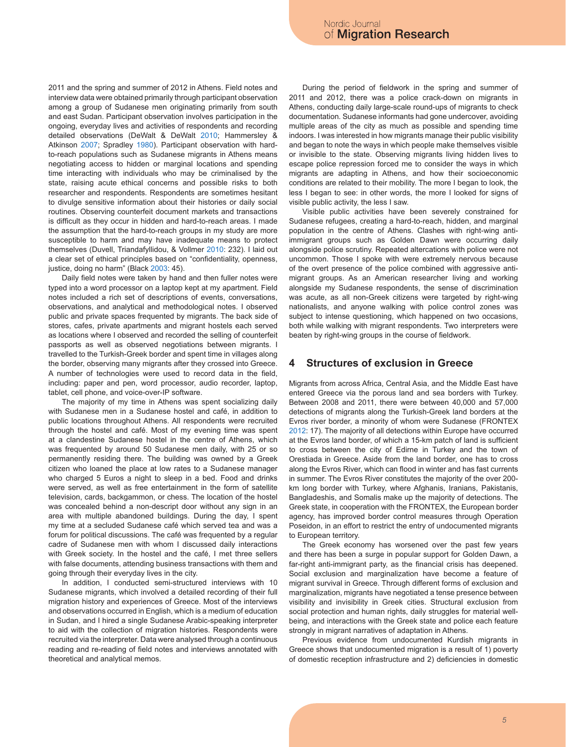2011 and the spring and summer of 2012 in Athens. Field notes and interview data were obtained primarily through participant observation among a group of Sudanese men originating primarily from south and east Sudan. Participant observation involves participation in the ongoing, everyday lives and activities of respondents and recording detailed observations (DeWalt & DeWalt 2010; Hammersley & Atkinson 2007; Spradley 1980). Participant observation with hard-to-reach populations such as Sudanese migrants in Athens means negotiating access to hidden or marginal locations and spending time interacting with individuals who may be criminalised by the state, raising acute ethical concerns and possible risks to both researcher and respondents. Respondents are sometimes hesitant to divulge sensitive information about their histories or daily social routines. Observing counterfeit document markets and transactions is difficult as they occur in hidden and hard-to-reach areas. I made the assumption that the hard-to-reach groups in my study are more susceptible to harm and may have inadequate means to protect themselves (Duvell, Triandafyllidou, & Vollmer 2010: 232). I laid out a clear set of ethical principles based on "confidentiality, openness, justice, doing no harm" (Black 2003: 45).

Daily field notes were taken by hand and then fuller notes were typed into a word processor on a laptop kept at my apartment. Field notes included a rich set of descriptions of events, conversations, observations, and analytical and methodological notes. I observed public and private spaces frequented by migrants. The back side of stores, cafes, private apartments and migrant hostels each served as locations where I observed and recorded the selling of counterfeit passports as well as observed negotiations between migrants. I travelled to the Turkish-Greek border and spent time in villages along the border, observing many migrants after they crossed into Greece. A number of technologies were used to record data in the field, including: paper and pen, word processor, audio recorder, laptop, tablet, cell phone, and voice-over-IP software.

The majority of my time in Athens was spent socializing daily with Sudanese men in a Sudanese hostel and café, in addition to public locations throughout Athens. All respondents were recruited through the hostel and café. Most of my evening time was spent at a clandestine Sudanese hostel in the centre of Athens, which was frequented by around 50 Sudanese men daily, with 25 or so permanently residing there. The building was owned by a Greek citizen who loaned the place at low rates to a Sudanese manager who charged 5 Euros a night to sleep in a bed. Food and drinks were served, as well as free entertainment in the form of satellite television, cards, backgammon, or chess. The location of the hostel was concealed behind a non-descript door without any sign in an area with multiple abandoned buildings. During the day, I spent my time at a secluded Sudanese café which served tea and was a forum for political discussions. The café was frequented by a regular cadre of Sudanese men with whom I discussed daily interactions with Greek society. In the hostel and the café, I met three sellers with false documents, attending business transactions with them and going through their everyday lives in the city.

In addition, I conducted semi-structured interviews with 10 Sudanese migrants, which involved a detailed recording of their full migration history and experiences of Greece. Most of the interviews and observations occurred in English, which is a medium of education in Sudan, and I hired a single Sudanese Arabic-speaking interpreter to aid with the collection of migration histories. Respondents were recruited via the interpreter. Data were analysed through a continuous reading and re-reading of field notes and interviews annotated with theoretical and analytical memos.

During the period of fieldwork in the spring and summer of 2011 and 2012, there was a police crack-down on migrants in Athens, conducting daily large-scale round-ups of migrants to check documentation. Sudanese informants had gone undercover, avoiding multiple areas of the city as much as possible and spending time indoors. I was interested in how migrants manage their public visibility and began to note the ways in which people make themselves visible or invisible to the state. Observing migrants living hidden lives to escape police repression forced me to consider the ways in which migrants are adapting in Athens, and how their socioeconomic conditions are related to their mobility. The more I began to look, the less I began to see: in other words, the more I looked for signs of visible public activity, the less I saw.

Visible public activities have been severely constrained for Sudanese refugees, creating a hard-to-reach, hidden, and marginal population in the centre of Athens. Clashes with right-wing anti-immigrant groups such as Golden Dawn were occurring daily alongside police scrutiny. Repeated altercations with police were not uncommon. Those I spoke with were extremely nervous because of the overt presence of the police combined with aggressive anti-migrant groups. As an American researcher living and working alongside my Sudanese respondents, the sense of discrimination was acute, as all non-Greek citizens were targeted by right-wing nationalists, and anyone walking with police control zones was subject to intense questioning, which happened on two occasions, both while walking with migrant respondents. Two interpreters were beaten by right-wing groups in the course of fieldwork.

## 4 Structures of exclusion in Greece

Migrants from across Africa, Central Asia, and the Middle East have entered Greece via the porous land and sea borders with Turkey. Between 2008 and 2011, there were between 40,000 and 57,000 detections of migrants along the Turkish-Greek land borders at the Evros river border, a minority of whom were Sudanese (FRONTEX 2012: 17). The majority of all detections within Europe have occurred at the Evros land border, of which a 15-km patch of land is sufficient to cross between the city of Edirne in Turkey and the town of Orestiada in Greece. Aside from the land border, one has to cross along the Evros River, which can flood in winter and has fast currents in summer. The Evros River constitutes the majority of the over 200-km long border with Turkey, where Afghanis, Iranians, Pakistanis, Bangladeshis, and Somalis make up the majority of detections. The Greek state, in cooperation with the FRONTEX, the European border agency, has improved border control measures through Operation Poseidon, in an effort to restrict the entry of undocumented migrants to European territory.

The Greek economy has worsened over the past few years and there has been a surge in popular support for Golden Dawn, a far-right anti-immigrant party, as the financial crisis has deepened. Social exclusion and marginalization have become a feature of migrant survival in Greece. Through different forms of exclusion and marginalization, migrants have negotiated a tense presence between visibility and invisibility in Greek cities. Structural exclusion from social protection and human rights, daily struggles for material well-being, and interactions with the Greek state and police each feature strongly in migrant narratives of adaptation in Athens.

Previous evidence from undocumented Kurdish migrants in Greece shows that undocumented migration is a result of 1) poverty of domestic reception infrastructure and 2) deficiencies in domestic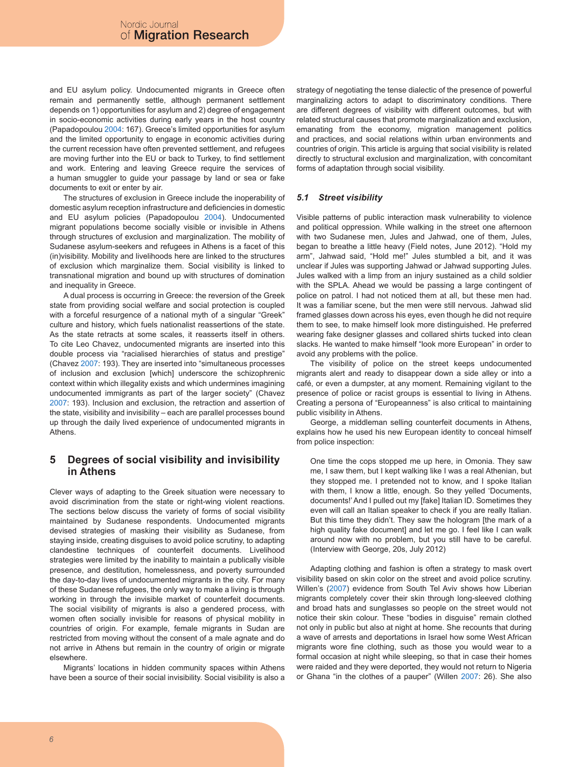and EU asylum policy. Undocumented migrants in Greece often remain and permanently settle, although permanent settlement depends on 1) opportunities for asylum and 2) degree of engagement in socio-economic activities during early years in the host country (Papadopoulou 2004: 167). Greece's limited opportunities for asylum and the limited opportunity to engage in economic activities during the current recession have often prevented settlement, and refugees are moving further into the EU or back to Turkey, to find settlement and work. Entering and leaving Greece require the services of a human smuggler to guide your passage by land or sea or fake documents to exit or enter by air.

The structures of exclusion in Greece include the inoperability of domestic asylum reception infrastructure and deficiencies in domestic and EU asylum policies (Papadopoulou 2004). Undocumented migrant populations become socially visible or invisible in Athens through structures of exclusion and marginalization. The mobility of Sudanese asylum-seekers and refugees in Athens is a facet of this (in)visibility. Mobility and livelihoods here are linked to the structures of exclusion which marginalize them. Social visibility is linked to transnational migration and bound up with structures of domination and inequality in Greece.

A dual process is occurring in Greece: the reversion of the Greek state from providing social welfare and social protection is coupled with a forceful resurgence of a national myth of a singular "Greek" culture and history, which fuels nationalist reassertions of the state. As the state retracts at some scales, it reasserts itself in others. To cite Leo Chavez, undocumented migrants are inserted into this double process via "racialised hierarchies of status and prestige" (Chavez 2007: 193). They are inserted into "simultaneous processes of inclusion and exclusion [which] underscore the schizophrenic context within which illegality exists and which undermines imagining undocumented immigrants as part of the larger society" (Chavez 2007: 193). Inclusion and exclusion, the retraction and assertion of the state, visibility and invisibility – each are parallel processes bound up through the daily lived experience of undocumented migrants in Athens.

## 5 Degrees of social visibility and invisibility in Athens

Clever ways of adapting to the Greek situation were necessary to avoid discrimination from the state or right-wing violent reactions. The sections below discuss the variety of forms of social visibility maintained by Sudanese respondents. Undocumented migrants devised strategies of masking their visibility as Sudanese, from staying inside, creating disguises to avoid police scrutiny, to adapting clandestine techniques of counterfeit documents. Livelihood strategies were limited by the inability to maintain a publically visible presence, and destitution, homelessness, and poverty surrounded the day-to-day lives of undocumented migrants in the city. For many of these Sudanese refugees, the only way to make a living is through working in through the invisible market of counterfeit documents. The social visibility of migrants is also a gendered process, with women often socially invisible for reasons of physical mobility in countries of origin. For example, female migrants in Sudan are restricted from moving without the consent of a male agnate and do not arrive in Athens but remain in the country of origin or migrate elsewhere.

Migrants' locations in hidden community spaces within Athens have been a source of their social invisibility. Social visibility is also a strategy of negotiating the tense dialectic of the presence of powerful marginalizing actors to adapt to discriminatory conditions. There are different degrees of visibility with different outcomes, but with related structural causes that promote marginalization and exclusion, emanating from the economy, migration management politics and practices, and social relations within urban environments and countries of origin. This article is arguing that social visibility is related directly to structural exclusion and marginalization, with concomitant forms of adaptation through social visibility.

### *5.1 Street visibility*

Visible patterns of public interaction mask vulnerability to violence and political oppression. While walking in the street one afternoon with two Sudanese men, Jules and Jahwad, one of them, Jules, began to breathe a little heavy (Field notes, June 2012). "Hold my arm", Jahwad said, "Hold me!" Jules stumbled a bit, and it was unclear if Jules was supporting Jahwad or Jahwad supporting Jules. Jules walked with a limp from an injury sustained as a child soldier with the SPLA. Ahead we would be passing a large contingent of police on patrol. I had not noticed them at all, but these men had. It was a familiar scene, but the men were still nervous. Jahwad slid framed glasses down across his eyes, even though he did not require them to see, to make himself look more distinguished. He preferred wearing fake designer glasses and collared shirts tucked into clean slacks. He wanted to make himself "look more European" in order to avoid any problems with the police.

The visibility of police on the street keeps undocumented migrants alert and ready to disappear down a side alley or into a café, or even a dumpster, at any moment. Remaining vigilant to the presence of police or racist groups is essential to living in Athens. Creating a persona of "Europeanness" is also critical to maintaining public visibility in Athens.

George, a middleman selling counterfeit documents in Athens, explains how he used his new European identity to conceal himself from police inspection:

> One time the cops stopped me up here, in Omonia. They saw me, I saw them, but I kept walking like I was a real Athenian, but they stopped me. I pretended not to know, and I spoke Italian with them, I know a little, enough. So they yelled 'Documents, documents!' And I pulled out my [fake] Italian ID. Sometimes they even will call an Italian speaker to check if you are really Italian. But this time they didn't. They saw the hologram [the mark of a high quality fake document] and let me go. I feel like I can walk around now with no problem, but you still have to be careful. (Interview with George, 20s, July 2012)

Adapting clothing and fashion is often a strategy to mask overt visibility based on skin color on the street and avoid police scrutiny. Willen's (2007) evidence from South Tel Aviv shows how Liberian migrants completely cover their skin through long-sleeved clothing and broad hats and sunglasses so people on the street would not notice their skin colour. These "bodies in disguise" remain clothed not only in public but also at night at home. She recounts that during a wave of arrests and deportations in Israel how some West African migrants wore fine clothing, such as those you would wear to a formal occasion at night while sleeping, so that in case their homes were raided and they were deported, they would not return to Nigeria or Ghana "in the clothes of a pauper" (Willen 2007: 26). She also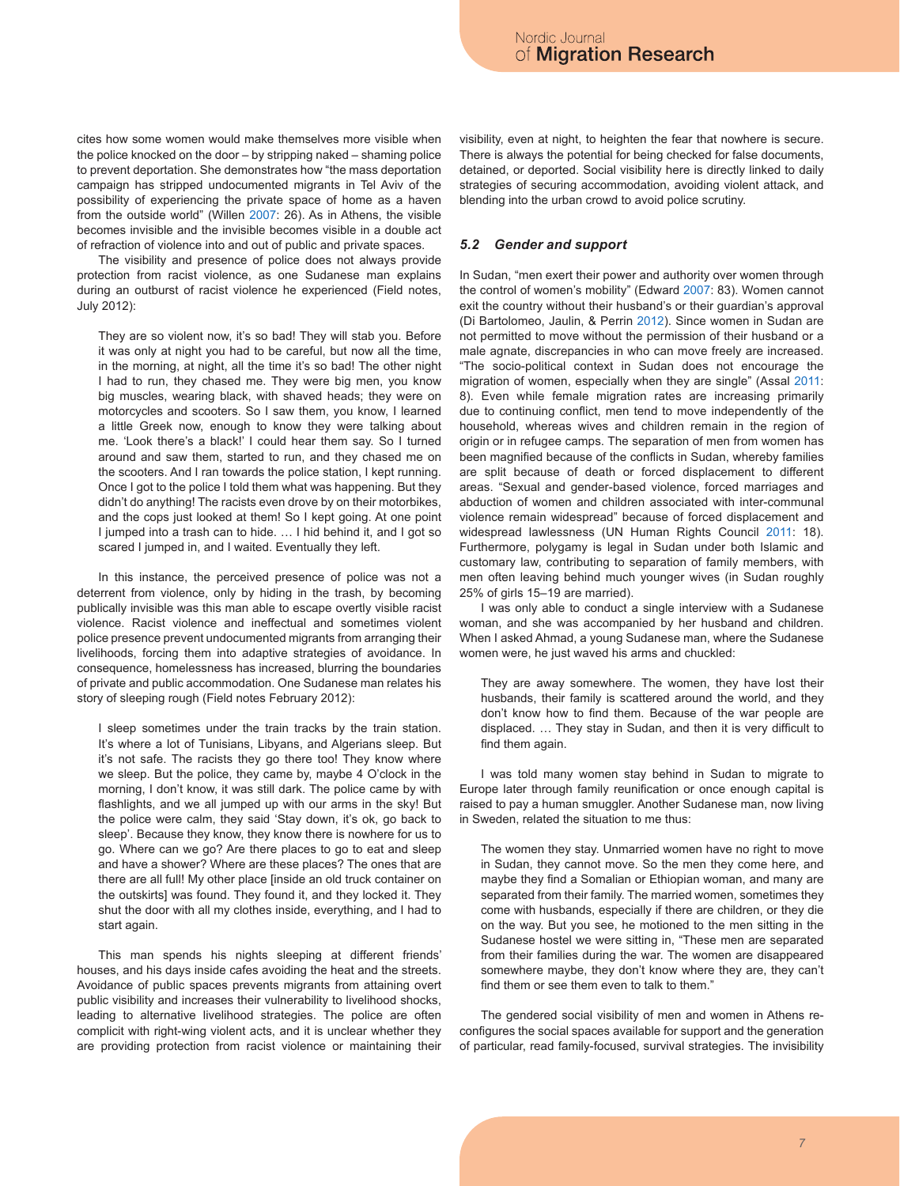cites how some women would make themselves more visible when the police knocked on the door – by stripping naked – shaming police to prevent deportation. She demonstrates how "the mass deportation campaign has stripped undocumented migrants in Tel Aviv of the possibility of experiencing the private space of home as a haven from the outside world" (Willen 2007: 26). As in Athens, the visible becomes invisible and the invisible becomes visible in a double act of refraction of violence into and out of public and private spaces.

The visibility and presence of police does not always provide protection from racist violence, as one Sudanese man explains during an outburst of racist violence he experienced (Field notes, July 2012):

> They are so violent now, it's so bad! They will stab you. Before it was only at night you had to be careful, but now all the time, in the morning, at night, all the time it's so bad! The other night I had to run, they chased me. They were big men, you know big muscles, wearing black, with shaved heads; they were on motorcycles and scooters. So I saw them, you know, I learned a little Greek now, enough to know they were talking about me. 'Look there's a black!' I could hear them say. So I turned around and saw them, started to run, and they chased me on the scooters. And I ran towards the police station, I kept running. Once I got to the police I told them what was happening. But they didn't do anything! The racists even drove by on their motorbikes, and the cops just looked at them! So I kept going. At one point I jumped into a trash can to hide. … I hid behind it, and I got so scared I jumped in, and I waited. Eventually they left.

In this instance, the perceived presence of police was not a deterrent from violence, only by hiding in the trash, by becoming publically invisible was this man able to escape overtly visible racist violence. Racist violence and ineffectual and sometimes violent police presence prevent undocumented migrants from arranging their livelihoods, forcing them into adaptive strategies of avoidance. In consequence, homelessness has increased, blurring the boundaries of private and public accommodation. One Sudanese man relates his story of sleeping rough (Field notes February 2012):

> I sleep sometimes under the train tracks by the train station. It's where a lot of Tunisians, Libyans, and Algerians sleep. But it's not safe. The racists they go there too! They know where we sleep. But the police, they came by, maybe 4 O'clock in the morning, I don't know, it was still dark. The police came by with flashlights, and we all jumped up with our arms in the sky! But the police were calm, they said 'Stay down, it's ok, go back to sleep'. Because they know, they know there is nowhere for us to go. Where can we go? Are there places to go to eat and sleep and have a shower? Where are these places? The ones that are there are all full! My other place [inside an old truck container on the outskirts] was found. They found it, and they locked it. They shut the door with all my clothes inside, everything, and I had to start again.

This man spends his nights sleeping at different friends' houses, and his days inside cafes avoiding the heat and the streets. Avoidance of public spaces prevents migrants from attaining overt public visibility and increases their vulnerability to livelihood shocks, leading to alternative livelihood strategies. The police are often complicit with right-wing violent acts, and it is unclear whether they are providing protection from racist violence or maintaining their visibility, even at night, to heighten the fear that nowhere is secure. There is always the potential for being checked for false documents, detained, or deported. Social visibility here is directly linked to daily strategies of securing accommodation, avoiding violent attack, and blending into the urban crowd to avoid police scrutiny.

### *5.2 Gender and support*

In Sudan, "men exert their power and authority over women through the control of women's mobility" (Edward 2007: 83). Women cannot exit the country without their husband's or their guardian's approval (Di Bartolomeo, Jaulin, & Perrin 2012). Since women in Sudan are not permitted to move without the permission of their husband or a male agnate, discrepancies in who can move freely are increased. "The socio-political context in Sudan does not encourage the migration of women, especially when they are single" (Assal 2011: 8). Even while female migration rates are increasing primarily due to continuing conflict, men tend to move independently of the household, whereas wives and children remain in the region of origin or in refugee camps. The separation of men from women has been magnified because of the conflicts in Sudan, whereby families are split because of death or forced displacement to different areas. "Sexual and gender-based violence, forced marriages and abduction of women and children associated with inter-communal violence remain widespread" because of forced displacement and widespread lawlessness (UN Human Rights Council 2011: 18). Furthermore, polygamy is legal in Sudan under both Islamic and customary law, contributing to separation of family members, with men often leaving behind much younger wives (in Sudan roughly 25% of girls 15–19 are married).

I was only able to conduct a single interview with a Sudanese woman, and she was accompanied by her husband and children. When I asked Ahmad, a young Sudanese man, where the Sudanese women were, he just waved his arms and chuckled:

> They are away somewhere. The women, they have lost their husbands, their family is scattered around the world, and they don't know how to find them. Because of the war people are displaced. … They stay in Sudan, and then it is very difficult to find them again.

I was told many women stay behind in Sudan to migrate to Europe later through family reunification or once enough capital is raised to pay a human smuggler. Another Sudanese man, now living in Sweden, related the situation to me thus:

> The women they stay. Unmarried women have no right to move in Sudan, they cannot move. So the men they come here, and maybe they find a Somalian or Ethiopian woman, and many are separated from their family. The married women, sometimes they come with husbands, especially if there are children, or they die on the way. But you see, he motioned to the men sitting in the Sudanese hostel we were sitting in, "These men are separated from their families during the war. The women are disappeared somewhere maybe, they don't know where they are, they can't find them or see them even to talk to them."

The gendered social visibility of men and women in Athens re-configures the social spaces available for support and the generation of particular, read family-focused, survival strategies. The invisibility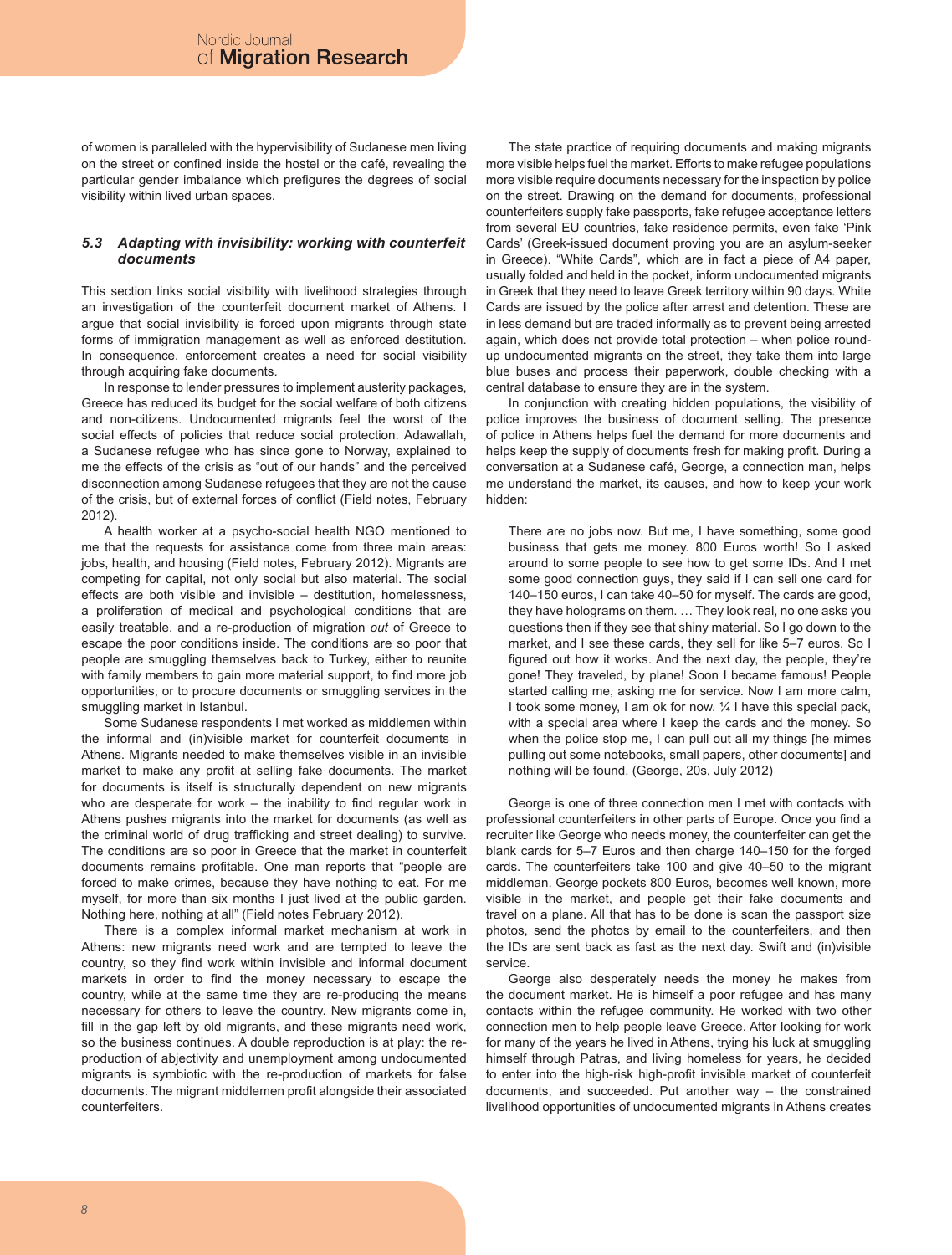of women is paralleled with the hypervisibility of Sudanese men living on the street or confined inside the hostel or the café, revealing the particular gender imbalance which prefigures the degrees of social visibility within lived urban spaces.

### *5.3 Adapting with invisibility: working with counterfeit documents*

This section links social visibility with livelihood strategies through an investigation of the counterfeit document market of Athens. I argue that social invisibility is forced upon migrants through state forms of immigration management as well as enforced destitution. In consequence, enforcement creates a need for social visibility through acquiring fake documents.

In response to lender pressures to implement austerity packages, Greece has reduced its budget for the social welfare of both citizens and non-citizens. Undocumented migrants feel the worst of the social effects of policies that reduce social protection. Adawallah, a Sudanese refugee who has since gone to Norway, explained to me the effects of the crisis as "out of our hands" and the perceived disconnection among Sudanese refugees that they are not the cause of the crisis, but of external forces of conflict (Field notes, February 2012).

A health worker at a psycho-social health NGO mentioned to me that the requests for assistance come from three main areas: jobs, health, and housing (Field notes, February 2012). Migrants are competing for capital, not only social but also material. The social effects are both visible and invisible – destitution, homelessness, a proliferation of medical and psychological conditions that are easily treatable, and a re-production of migration *out* of Greece to escape the poor conditions inside. The conditions are so poor that people are smuggling themselves back to Turkey, either to reunite with family members to gain more material support, to find more job opportunities, or to procure documents or smuggling services in the smuggling market in Istanbul.

Some Sudanese respondents I met worked as middlemen within the informal and (in)visible market for counterfeit documents in Athens. Migrants needed to make themselves visible in an invisible market to make any profit at selling fake documents. The market for documents is itself is structurally dependent on new migrants who are desperate for work – the inability to find regular work in Athens pushes migrants into the market for documents (as well as the criminal world of drug trafficking and street dealing) to survive. The conditions are so poor in Greece that the market in counterfeit documents remains profitable. One man reports that "people are forced to make crimes, because they have nothing to eat. For me myself, for more than six months I just lived at the public garden. Nothing here, nothing at all" (Field notes February 2012).

There is a complex informal market mechanism at work in Athens: new migrants need work and are tempted to leave the country, so they find work within invisible and informal document markets in order to find the money necessary to escape the country, while at the same time they are re-producing the means necessary for others to leave the country. New migrants come in, fill in the gap left by old migrants, and these migrants need work, so the business continues. A double reproduction is at play: the re-production of abjectivity and unemployment among undocumented migrants is symbiotic with the re-production of markets for false documents. The migrant middlemen profit alongside their associated counterfeiters.

The state practice of requiring documents and making migrants more visible helps fuel the market. Efforts to make refugee populations more visible require documents necessary for the inspection by police on the street. Drawing on the demand for documents, professional counterfeiters supply fake passports, fake refugee acceptance letters from several EU countries, fake residence permits, even fake 'Pink Cards' (Greek-issued document proving you are an asylum-seeker in Greece). "White Cards", which are in fact a piece of A4 paper, usually folded and held in the pocket, inform undocumented migrants in Greek that they need to leave Greek territory within 90 days. White Cards are issued by the police after arrest and detention. These are in less demand but are traded informally as to prevent being arrested again, which does not provide total protection – when police round-up undocumented migrants on the street, they take them into large blue buses and process their paperwork, double checking with a central database to ensure they are in the system.

In conjunction with creating hidden populations, the visibility of police improves the business of document selling. The presence of police in Athens helps fuel the demand for more documents and helps keep the supply of documents fresh for making profit. During a conversation at a Sudanese café, George, a connection man, helps me understand the market, its causes, and how to keep your work hidden:

> There are no jobs now. But me, I have something, some good business that gets me money. 800 Euros worth! So I asked around to some people to see how to get some IDs. And I met some good connection guys, they said if I can sell one card for 140–150 euros, I can take 40–50 for myself. The cards are good, they have holograms on them. … They look real, no one asks you questions then if they see that shiny material. So I go down to the market, and I see these cards, they sell for like 5–7 euros. So I figured out how it works. And the next day, the people, they're gone! They traveled, by plane! Soon I became famous! People started calling me, asking me for service. Now I am more calm, I took some money, I am ok for now. ¼ I have this special pack, with a special area where I keep the cards and the money. So when the police stop me, I can pull out all my things [he mimes pulling out some notebooks, small papers, other documents] and nothing will be found. (George, 20s, July 2012)

George is one of three connection men I met with contacts with professional counterfeiters in other parts of Europe. Once you find a recruiter like George who needs money, the counterfeiter can get the blank cards for 5–7 Euros and then charge 140–150 for the forged cards. The counterfeiters take 100 and give 40–50 to the migrant middleman. George pockets 800 Euros, becomes well known, more visible in the market, and people get their fake documents and travel on a plane. All that has to be done is scan the passport size photos, send the photos by email to the counterfeiters, and then the IDs are sent back as fast as the next day. Swift and (in)visible service.

George also desperately needs the money he makes from the document market. He is himself a poor refugee and has many contacts within the refugee community. He worked with two other connection men to help people leave Greece. After looking for work for many of the years he lived in Athens, trying his luck at smuggling himself through Patras, and living homeless for years, he decided to enter into the high-risk high-profit invisible market of counterfeit documents, and succeeded. Put another way – the constrained livelihood opportunities of undocumented migrants in Athens creates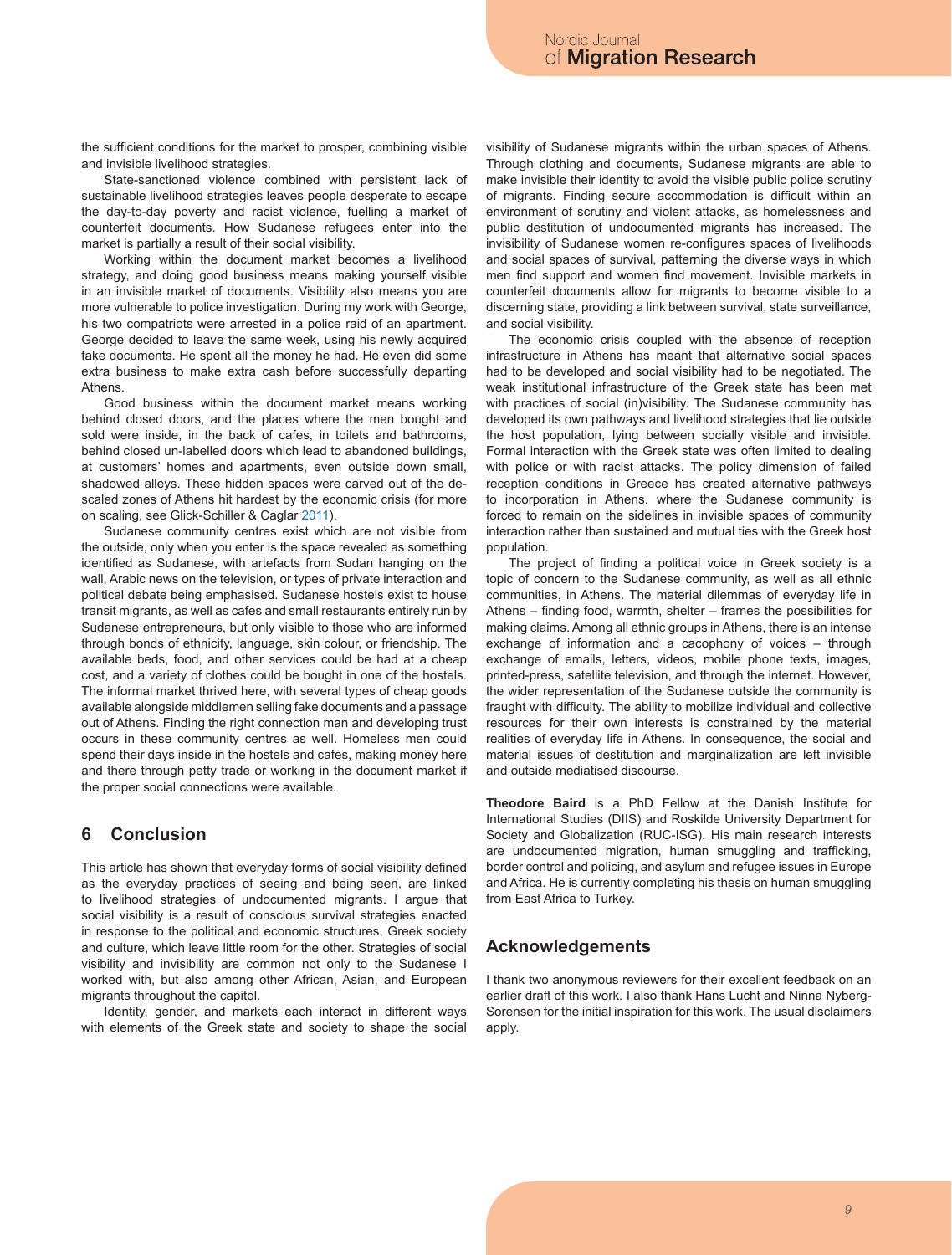the sufficient conditions for the market to prosper, combining visible and invisible livelihood strategies.

State-sanctioned violence combined with persistent lack of sustainable livelihood strategies leaves people desperate to escape the day-to-day poverty and racist violence, fuelling a market of counterfeit documents. How Sudanese refugees enter into the market is partially a result of their social visibility.

Working within the document market becomes a livelihood strategy, and doing good business means making yourself visible in an invisible market of documents. Visibility also means you are more vulnerable to police investigation. During my work with George, his two compatriots were arrested in a police raid of an apartment. George decided to leave the same week, using his newly acquired fake documents. He spent all the money he had. He even did some extra business to make extra cash before successfully departing Athens.

Good business within the document market means working behind closed doors, and the places where the men bought and sold were inside, in the back of cafes, in toilets and bathrooms, behind closed un-labelled doors which lead to abandoned buildings, at customers' homes and apartments, even outside down small, shadowed alleys. These hidden spaces were carved out of the de-scaled zones of Athens hit hardest by the economic crisis (for more on scaling, see Glick-Schiller & Caglar 2011).

Sudanese community centres exist which are not visible from the outside, only when you enter is the space revealed as something identified as Sudanese, with artefacts from Sudan hanging on the wall, Arabic news on the television, or types of private interaction and political debate being emphasised. Sudanese hostels exist to house transit migrants, as well as cafes and small restaurants entirely run by Sudanese entrepreneurs, but only visible to those who are informed through bonds of ethnicity, language, skin colour, or friendship. The available beds, food, and other services could be had at a cheap cost, and a variety of clothes could be bought in one of the hostels. The informal market thrived here, with several types of cheap goods available alongside middlemen selling fake documents and a passage out of Athens. Finding the right connection man and developing trust occurs in these community centres as well. Homeless men could spend their days inside in the hostels and cafes, making money here and there through petty trade or working in the document market if the proper social connections were available.

## 6 Conclusion

This article has shown that everyday forms of social visibility defined as the everyday practices of seeing and being seen, are linked to livelihood strategies of undocumented migrants. I argue that social visibility is a result of conscious survival strategies enacted in response to the political and economic structures, Greek society and culture, which leave little room for the other. Strategies of social visibility and invisibility are common not only to the Sudanese I worked with, but also among other African, Asian, and European migrants throughout the capitol.

Identity, gender, and markets each interact in different ways with elements of the Greek state and society to shape the social visibility of Sudanese migrants within the urban spaces of Athens. Through clothing and documents, Sudanese migrants are able to make invisible their identity to avoid the visible public police scrutiny of migrants. Finding secure accommodation is difficult within an environment of scrutiny and violent attacks, as homelessness and public destitution of undocumented migrants has increased. The invisibility of Sudanese women re-configures spaces of livelihoods and social spaces of survival, patterning the diverse ways in which men find support and women find movement. Invisible markets in counterfeit documents allow for migrants to become visible to a discerning state, providing a link between survival, state surveillance, and social visibility.

The economic crisis coupled with the absence of reception infrastructure in Athens has meant that alternative social spaces had to be developed and social visibility had to be negotiated. The weak institutional infrastructure of the Greek state has been met with practices of social (in)visibility. The Sudanese community has developed its own pathways and livelihood strategies that lie outside the host population, lying between socially visible and invisible. Formal interaction with the Greek state was often limited to dealing with police or with racist attacks. The policy dimension of failed reception conditions in Greece has created alternative pathways to incorporation in Athens, where the Sudanese community is forced to remain on the sidelines in invisible spaces of community interaction rather than sustained and mutual ties with the Greek host population.

The project of finding a political voice in Greek society is a topic of concern to the Sudanese community, as well as all ethnic communities, in Athens. The material dilemmas of everyday life in Athens – finding food, warmth, shelter – frames the possibilities for making claims. Among all ethnic groups in Athens, there is an intense exchange of information and a cacophony of voices – through exchange of emails, letters, videos, mobile phone texts, images, printed-press, satellite television, and through the internet. However, the wider representation of the Sudanese outside the community is fraught with difficulty. The ability to mobilize individual and collective resources for their own interests is constrained by the material realities of everyday life in Athens. In consequence, the social and material issues of destitution and marginalization are left invisible and outside mediatised discourse.

**Theodore Baird** is a PhD Fellow at the Danish Institute for International Studies (DIIS) and Roskilde University Department for Society and Globalization (RUC-ISG). His main research interests are undocumented migration, human smuggling and trafficking, border control and policing, and asylum and refugee issues in Europe and Africa. He is currently completing his thesis on human smuggling from East Africa to Turkey.

## Acknowledgements

I thank two anonymous reviewers for their excellent feedback on an earlier draft of this work. I also thank Hans Lucht and Ninna Nyberg-Sorensen for the initial inspiration for this work. The usual disclaimers apply.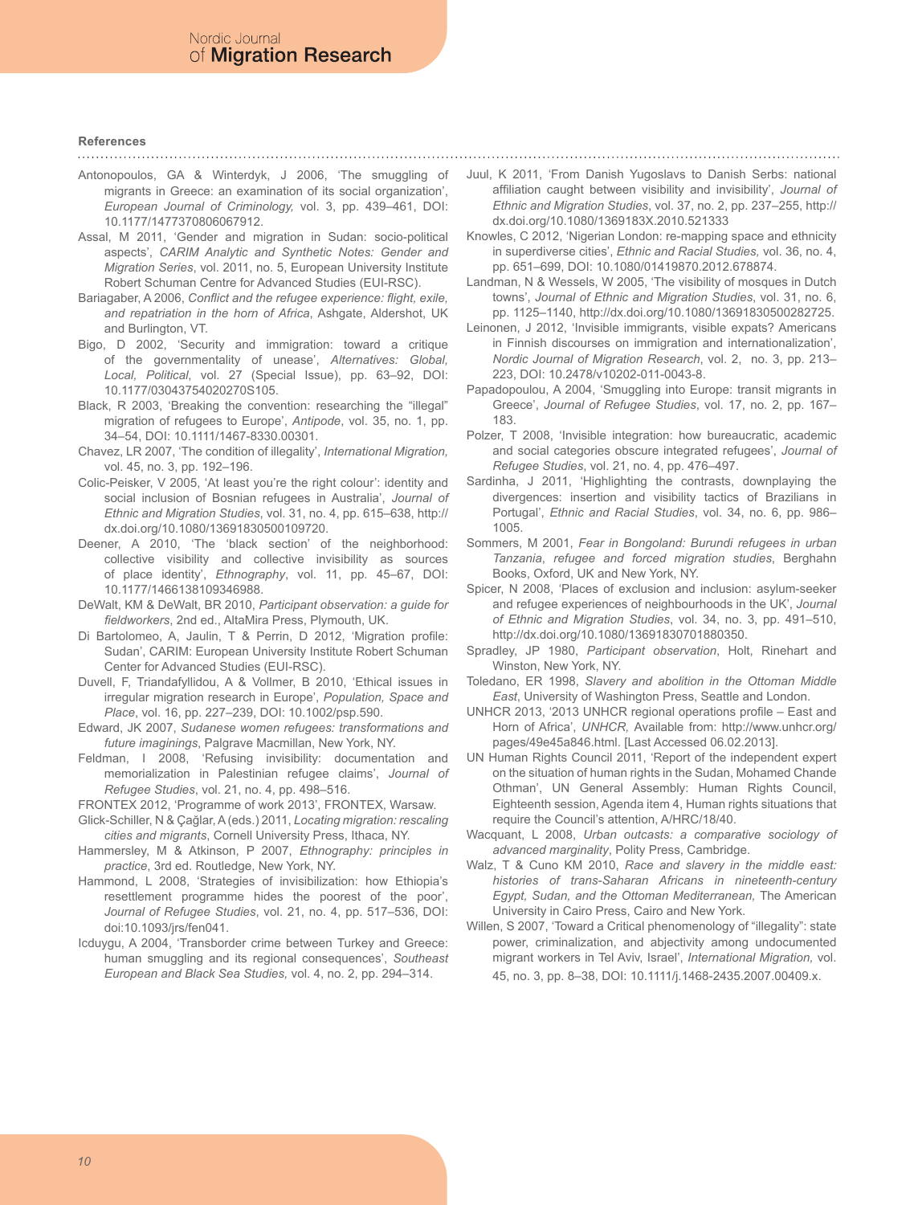### References

Antonopoulos, GA & Winterdyk, J 2006, 'The smuggling of migrants in Greece: an examination of its social organization', *European Journal of Criminology,* vol. 3, pp. 439–461, DOI: 10.1177/1477370806067912.

Assal, M 2011, 'Gender and migration in Sudan: socio-political aspects', *CARIM Analytic and Synthetic Notes: Gender and Migration Series*, vol. 2011, no. 5, European University Institute Robert Schuman Centre for Advanced Studies (EUI-RSC).

Bariagaber, A 2006, *Conflict and the refugee experience: flight, exile, and repatriation in the horn of Africa*, Ashgate, Aldershot, UK and Burlington, VT.

Bigo, D 2002, 'Security and immigration: toward a critique of the governmentality of unease', *Alternatives: Global, Local, Political*, vol. 27 (Special Issue), pp. 63–92, DOI: 10.1177/03043754020270S105.

Black, R 2003, 'Breaking the convention: researching the "illegal" migration of refugees to Europe', *Antipode*, vol. 35, no. 1, pp. 34–54, DOI: 10.1111/1467-8330.00301.

Chavez, LR 2007, 'The condition of illegality', *International Migration,* vol. 45, no. 3, pp. 192–196.

Colic-Peisker, V 2005, 'At least you're the right colour': identity and social inclusion of Bosnian refugees in Australia', *Journal of Ethnic and Migration Studies*, vol. 31, no. 4, pp. 615–638, http://dx.doi.org/10.1080/13691830500109720.

Deener, A 2010, 'The 'black section' of the neighborhood: collective visibility and collective invisibility as sources of place identity', *Ethnography*, vol. 11, pp. 45–67, DOI: 10.1177/1466138109346988.

DeWalt, KM & DeWalt, BR 2010, *Participant observation: a guide for fieldworkers*, 2nd ed., AltaMira Press, Plymouth, UK.

Di Bartolomeo, A, Jaulin, T & Perrin, D 2012, 'Migration profile: Sudan', CARIM: European University Institute Robert Schuman Center for Advanced Studies (EUI-RSC).

Duvell, F, Triandafyllidou, A & Vollmer, B 2010, 'Ethical issues in irregular migration research in Europe', *Population, Space and Place*, vol. 16, pp. 227–239, DOI: 10.1002/psp.590.

Edward, JK 2007, *Sudanese women refugees: transformations and future imaginings*, Palgrave Macmillan, New York, NY.

Feldman, I 2008, 'Refusing invisibility: documentation and memorialization in Palestinian refugee claims', *Journal of Refugee Studies*, vol. 21, no. 4, pp. 498–516.

FRONTEX 2012, 'Programme of work 2013', FRONTEX, Warsaw.

Glick-Schiller, N & Çağlar, A (eds.) 2011, *Locating migration: rescaling cities and migrants*, Cornell University Press, Ithaca, NY.

Hammersley, M & Atkinson, P 2007, *Ethnography: principles in practice*, 3rd ed. Routledge, New York, NY.

Hammond, L 2008, 'Strategies of invisibilization: how Ethiopia's resettlement programme hides the poorest of the poor', *Journal of Refugee Studies*, vol. 21, no. 4, pp. 517–536, DOI: doi:10.1093/jrs/fen041.

Icduygu, A 2004, 'Transborder crime between Turkey and Greece: human smuggling and its regional consequences', *Southeast European and Black Sea Studies,* vol. 4, no. 2, pp. 294–314.

Juul, K 2011, 'From Danish Yugoslavs to Danish Serbs: national affiliation caught between visibility and invisibility', *Journal of Ethnic and Migration Studies*, vol. 37, no. 2, pp. 237–255, http://dx.doi.org/10.1080/1369183X.2010.521333

Knowles, C 2012, 'Nigerian London: re-mapping space and ethnicity in superdiverse cities', *Ethnic and Racial Studies,* vol. 36, no. 4, pp. 651–699, DOI: 10.1080/01419870.2012.678874.

Landman, N & Wessels, W 2005, 'The visibility of mosques in Dutch towns', *Journal of Ethnic and Migration Studies*, vol. 31, no. 6, pp. 1125–1140, http://dx.doi.org/10.1080/13691830500282725.

Leinonen, J 2012, 'Invisible immigrants, visible expats? Americans in Finnish discourses on immigration and internationalization', *Nordic Journal of Migration Research*, vol. 2, no. 3, pp. 213–223, DOI: 10.2478/v10202-011-0043-8.

Papadopoulou, A 2004, 'Smuggling into Europe: transit migrants in Greece', *Journal of Refugee Studies*, vol. 17, no. 2, pp. 167–183.

Polzer, T 2008, 'Invisible integration: how bureaucratic, academic and social categories obscure integrated refugees', *Journal of Refugee Studies*, vol. 21, no. 4, pp. 476–497.

Sardinha, J 2011, 'Highlighting the contrasts, downplaying the divergences: insertion and visibility tactics of Brazilians in Portugal', *Ethnic and Racial Studies*, vol. 34, no. 6, pp. 986–1005.

Sommers, M 2001, *Fear in Bongoland: Burundi refugees in urban Tanzania*, *refugee and forced migration studies*, Berghahn Books, Oxford, UK and New York, NY.

Spicer, N 2008, 'Places of exclusion and inclusion: asylum-seeker and refugee experiences of neighbourhoods in the UK', *Journal of Ethnic and Migration Studies*, vol. 34, no. 3, pp. 491–510, http://dx.doi.org/10.1080/13691830701880350.

Spradley, JP 1980, *Participant observation*, Holt, Rinehart and Winston, New York, NY.

Toledano, ER 1998, *Slavery and abolition in the Ottoman Middle East*, University of Washington Press, Seattle and London.

UNHCR 2013, '2013 UNHCR regional operations profile – East and Horn of Africa', *UNHCR,* Available from: http://www.unhcr.org/pages/49e45a846.html. [Last Accessed 06.02.2013].

UN Human Rights Council 2011, 'Report of the independent expert on the situation of human rights in the Sudan, Mohamed Chande Othman', UN General Assembly: Human Rights Council, Eighteenth session, Agenda item 4, Human rights situations that require the Council's attention, A/HRC/18/40.

Wacquant, L 2008, *Urban outcasts: a comparative sociology of advanced marginality*, Polity Press, Cambridge.

Walz, T & Cuno KM 2010, *Race and slavery in the middle east: histories of trans-Saharan Africans in nineteenth-century Egypt, Sudan, and the Ottoman Mediterranean,* The American University in Cairo Press, Cairo and New York.

Willen, S 2007, 'Toward a Critical phenomenology of "illegality": state power, criminalization, and abjectivity among undocumented migrant workers in Tel Aviv, Israel', *International Migration,* vol. 45, no. 3, pp. 8–38, DOI: 10.1111/j.1468-2435.2007.00409.x.